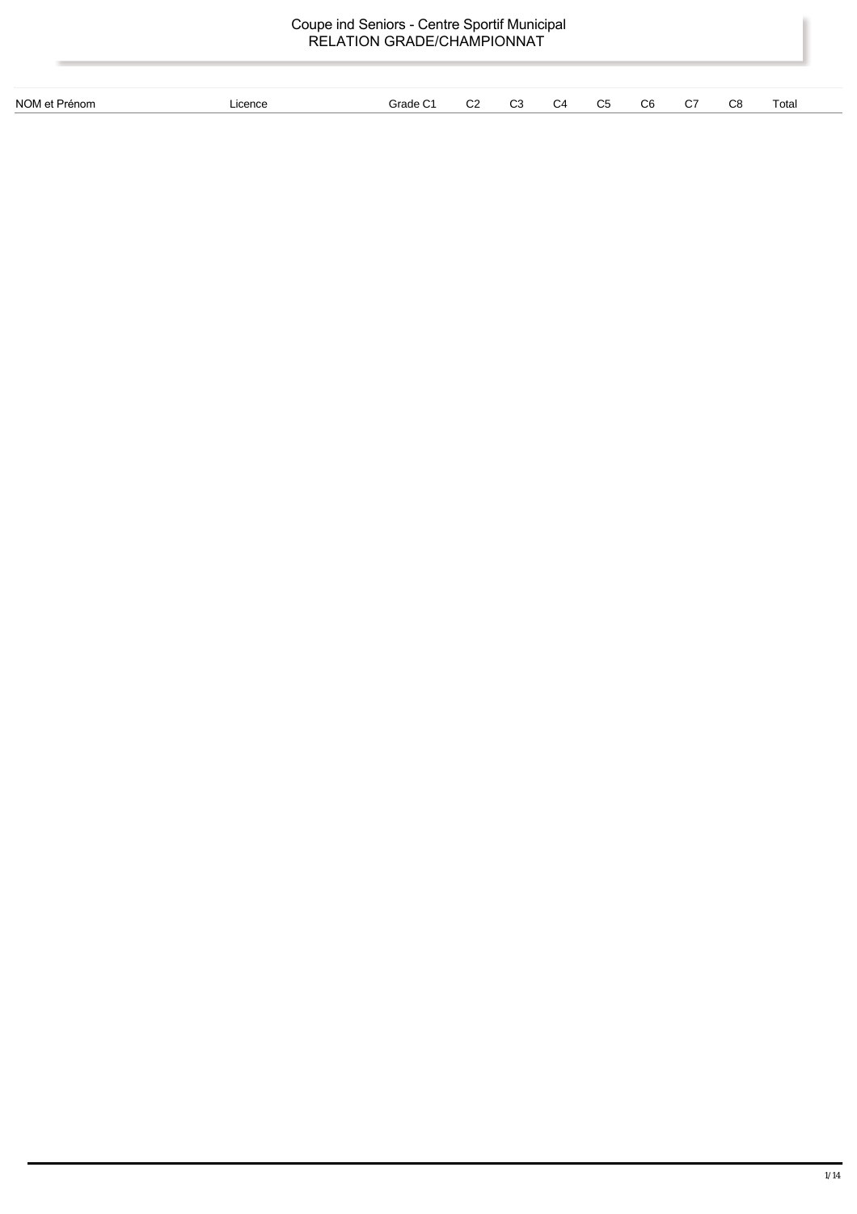# Coupe ind Seniors - Centre Sportif Municipal
## RELATION GRADE/CHAMPIONNAT

| NOM et Prénom | Licence | Grade | C1 | C2 | C3 | C4 | C5 | C6 | C7 | C8 | Total |
| --- | --- | --- | --- | --- | --- | --- | --- | --- | --- | --- | --- |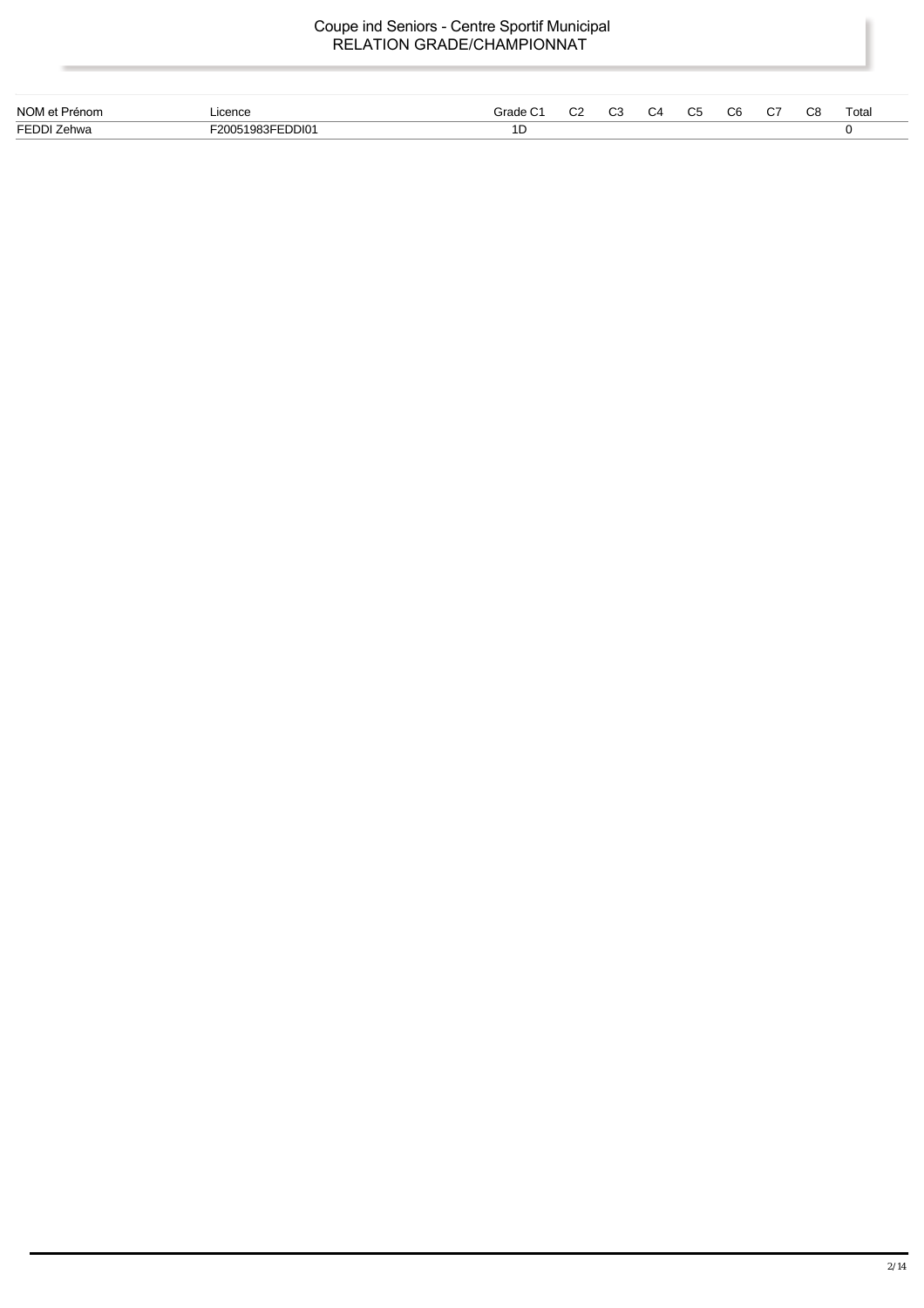# Coupe ind Seniors - Centre Sportif Municipal
## RELATION GRADE/CHAMPIONNAT

| NOM et Prénom | Licence | Grade | C1 | C2 | C3 | C4 | C5 | C6 | C7 | C8 | Total |
|---|---|---|---|---|---|---|---|---|---|---|---|
| FEDDI Zehwa | F20051983FEDDI01 | 1D | | | | | | | | | 0 |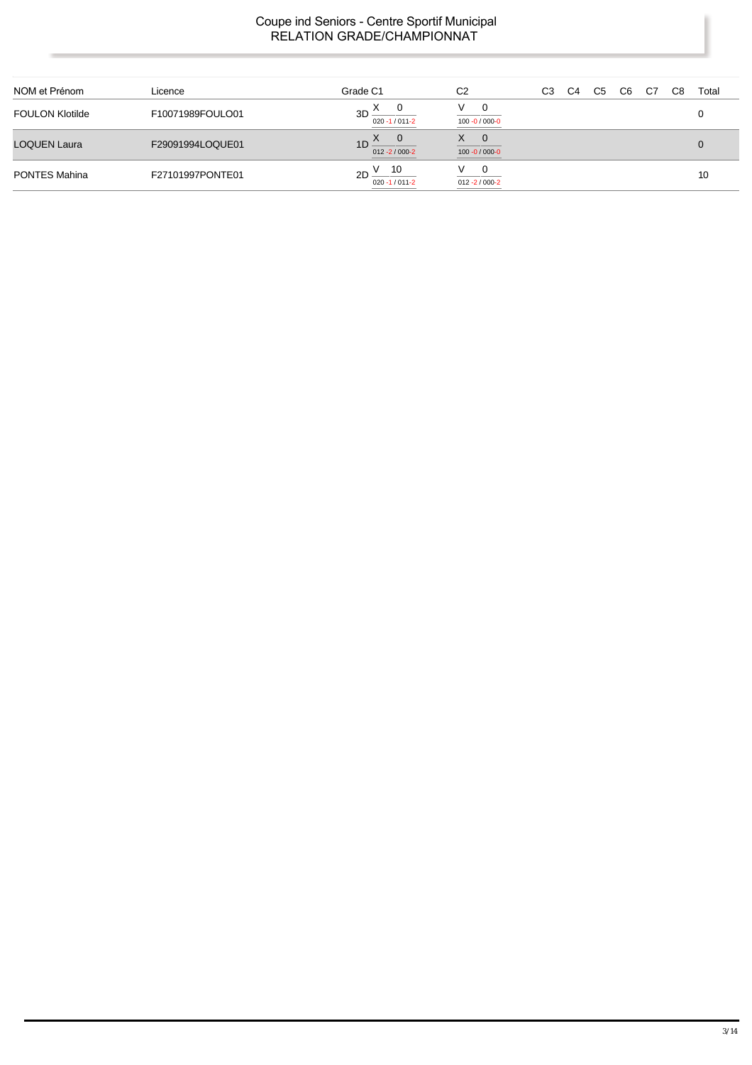# Coupe ind Seniors - Centre Sportif Municipal

## RELATION GRADE/CHAMPIONNAT

| NOM et Prénom | Licence | Grade | C1 | C2 | C3 | C4 | C5 | C6 | C7 | C8 | Total |
|---|---|---|---|---|---|---|---|---|---|---|---|
| FOULON Klotilde | F10071989FOULO01 | 3D | X 0 020 -1 / 011-2 | V 0 100 -0 / 000-0 | | | | | | | 0 |
| LOQUEN Laura | F29091994LOQUE01 | 1D | X 0 012 -2 / 000-2 | X 0 100 -0 / 000-0 | | | | | | | 0 |
| PONTES Mahina | F27101997PONTE01 | 2D | V 10 020 -1 / 011-2 | V 0 012 -2 / 000-2 | | | | | | | 10 |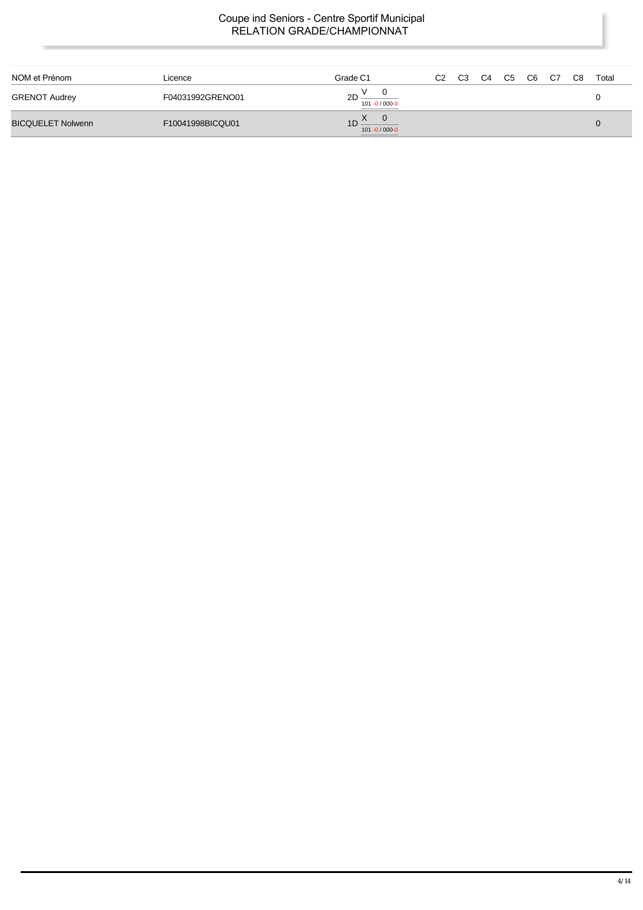Coupe ind Seniors - Centre Sportif Municipal
RELATION GRADE/CHAMPIONNAT

| NOM et Prénom | Licence | Grade C1 | C2 | C3 | C4 | C5 | C6 | C7 | C8 | Total |
|---|---|---|---|---|---|---|---|---|---|---|
| GRENOT Audrey | F04031992GRENO01 | 2D V 0 101 -0 / 000-0 | | | | | | | | 0 |
| BICQUELET Nolwenn | F10041998BICQU01 | 1D X 0 101 -0 / 000-0 | | | | | | | | 0 |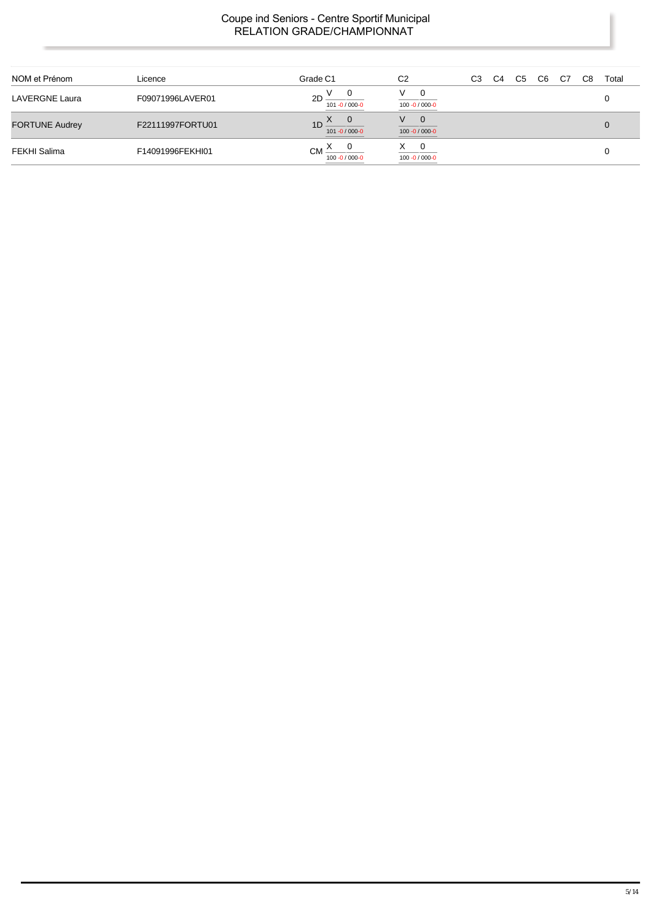# Coupe ind Seniors - Centre Sportif Municipal
## RELATION GRADE/CHAMPIONNAT

| NOM et Prénom | Licence | Grade | C1 | C2 | C3 | C4 | C5 | C6 | C7 | C8 | Total |
|---|---|---|---|---|---|---|---|---|---|---|---|
| LAVERGNE Laura | F09071996LAVER01 | 2D | V 0 <br> 101 -0 / 000-0 | V 0 <br> 100 -0 / 000-0 | | | | | | | 0 |
| FORTUNE Audrey | F22111997FORTU01 | 1D | X 0 <br> 101 -0 / 000-0 | V 0 <br> 100 -0 / 000-0 | | | | | | | 0 |
| FEKHI Salima | F14091996FEKHI01 | CM | X 0 <br> 100 -0 / 000-0 | X 0 <br> 100 -0 / 000-0 | | | | | | | 0 |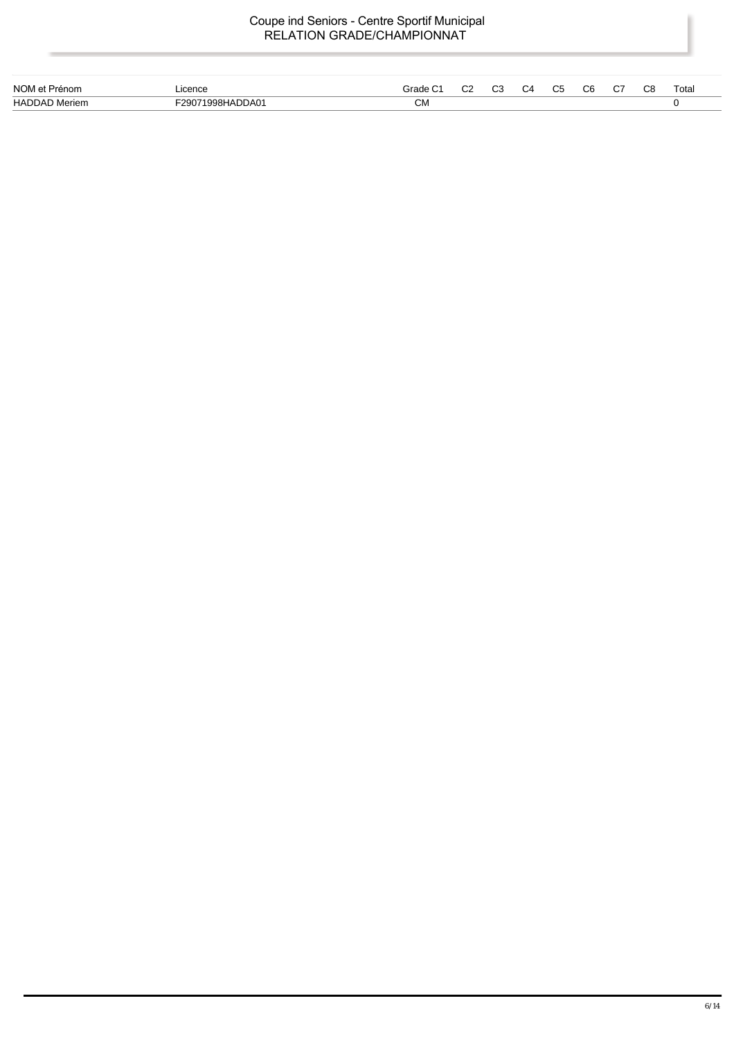Coupe ind Seniors - Centre Sportif Municipal

RELATION GRADE/CHAMPIONNAT

| NOM et Prénom | Licence | Grade | C1 | C2 | C3 | C4 | C5 | C6 | C7 | C8 | Total |
|---|---|---|---|---|---|---|---|---|---|---|---|
| HADDAD Meriem | F29071998HADDA01 | CM | | | | | | | | | 0 |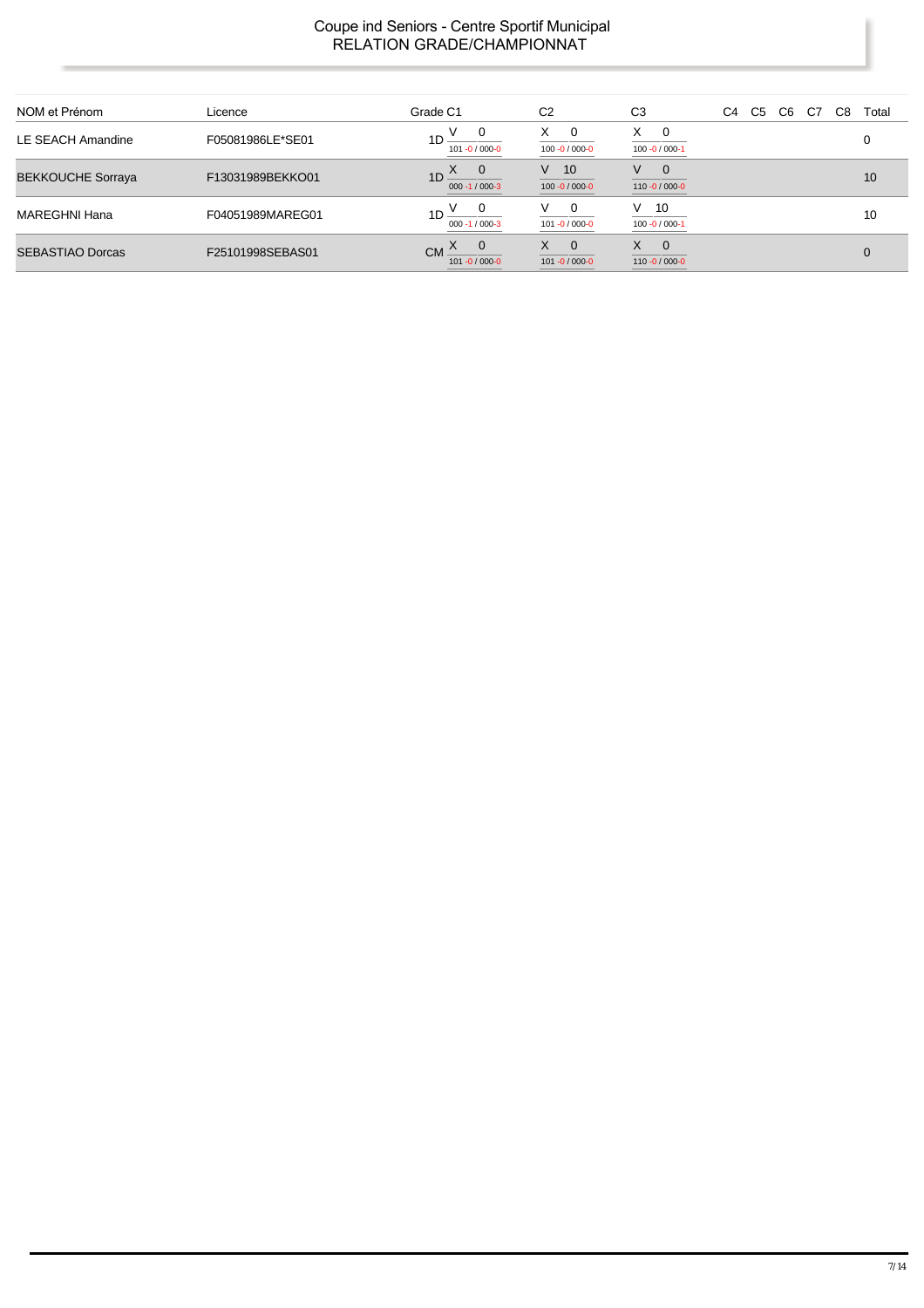# Coupe ind Seniors - Centre Sportif Municipal
## RELATION GRADE/CHAMPIONNAT

| NOM et Prénom | Licence | Grade | C1 | C2 | C3 | C4 | C5 | C6 | C7 | C8 | Total |
|---|---|---|---|---|---|---|---|---|---|---|---|
| LE SEACH Amandine | F05081986LE*SE01 | 1D | V 0 101 -0 / 000-0 | X 0 100 -0 / 000-0 | X 0 100 -0 / 000-1 | | | | | | 0 |
| BEKKOUCHE Sorraya | F13031989BEKKO01 | 1D | X 0 000 -1 / 000-3 | V 10 100 -0 / 000-0 | V 0 110 -0 / 000-0 | | | | | | 10 |
| MAREGHNI Hana | F04051989MAREG01 | 1D | V 0 000 -1 / 000-3 | V 0 101 -0 / 000-0 | V 10 100 -0 / 000-1 | | | | | | 10 |
| SEBASTIAO Dorcas | F25101998SEBAS01 | CM | X 0 101 -0 / 000-0 | X 0 101 -0 / 000-0 | X 0 110 -0 / 000-0 | | | | | | 0 |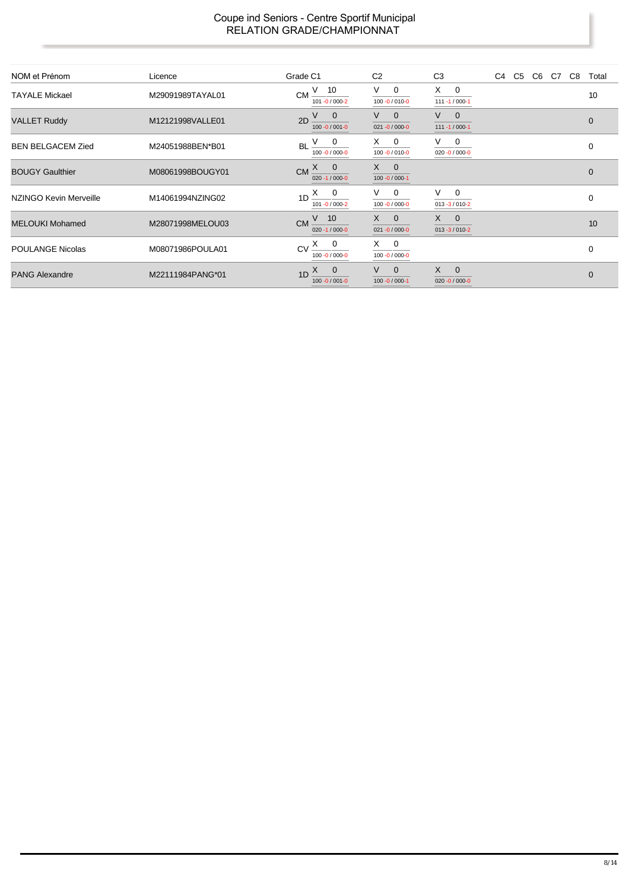# Coupe ind Seniors - Centre Sportif Municipal
## RELATION GRADE/CHAMPIONNAT

| NOM et Prénom | Licence | Grade | C1 | C2 | C3 | C4 | C5 | C6 | C7 | C8 | Total |
|---|---|---|---|---|---|---|---|---|---|---|---|
| TAYALE Mickael | M29091989TAYAL01 | CM | V 10<br>101 -0 / 000-2 | V 0<br>100 -0 / 010-0 | X 0<br>111 -1 / 000-1 | | | | | | 10 |
| VALLET Ruddy | M12121998VALLE01 | 2D | V 0<br>100 -0 / 001-0 | V 0<br>021 -0 / 000-0 | V 0<br>111 -1 / 000-1 | | | | | | 0 |
| BEN BELGACEM Zied | M24051988BEN*B01 | BL | V 0<br>100 -0 / 000-0 | X 0<br>100 -0 / 010-0 | V 0<br>020 -0 / 000-0 | | | | | | 0 |
| BOUGY Gaulthier | M08061998BOUGY01 | CM | X 0<br>020 -1 / 000-0 | X 0<br>100 -0 / 000-1 | | | | | | | 0 |
| NZINGO Kevin Merveille | M14061994NZING02 | 1D | X 0<br>101 -0 / 000-2 | V 0<br>100 -0 / 000-0 | V 0<br>013 -3 / 010-2 | | | | | | 0 |
| MELOUKI Mohamed | M28071998MELOU03 | CM | V 10<br>020 -1 / 000-0 | X 0<br>021 -0 / 000-0 | X 0<br>013 -3 / 010-2 | | | | | | 10 |
| POULANGE Nicolas | M08071986POULA01 | CV | X 0<br>100 -0 / 000-0 | X 0<br>100 -0 / 000-0 | | | | | | | 0 |
| PANG Alexandre | M22111984PANG*01 | 1D | X 0<br>100 -0 / 001-0 | V 0<br>100 -0 / 000-1 | X 0<br>020 -0 / 000-0 | | | | | | 0 |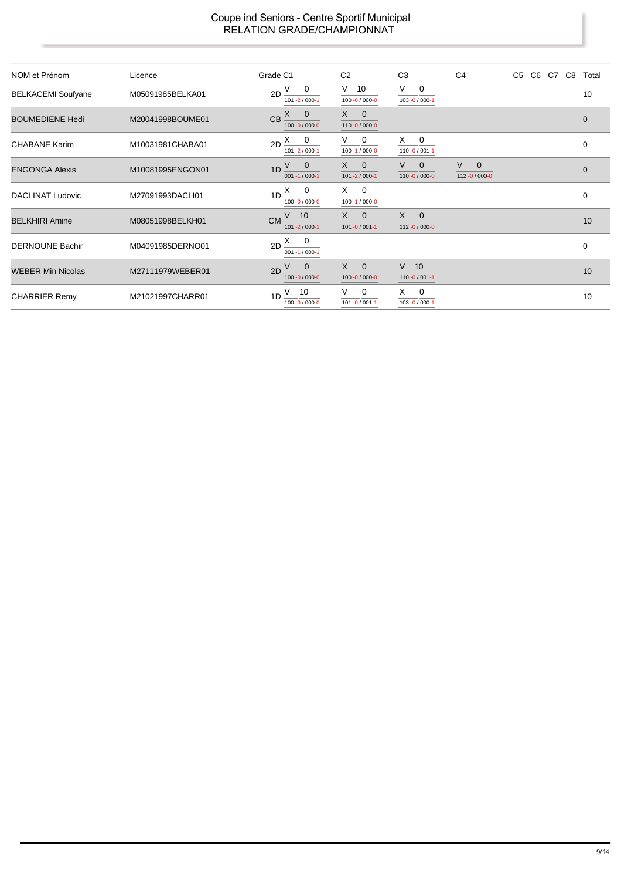# Coupe ind Seniors - Centre Sportif Municipal
## RELATION GRADE/CHAMPIONNAT

| NOM et Prénom | Licence | Grade | C1 | C2 | C3 | C4 | C5 | C6 | C7 | C8 | Total |
|---|---|---|---|---|---|---|---|---|---|---|---|
| BELKACEMI Soufyane | M05091985BELKA01 | 2D | V 0 / 101 -2 / 000-1 | V 10 / 100 -0 / 000-0 | V 0 / 103 -0 / 000-1 | | | | | | 10 |
| BOUMEDIENE Hedi | M20041998BOUME01 | CB | X 0 / 100 -0 / 000-0 | X 0 / 110 -0 / 000-0 | | | | | | | 0 |
| CHABANE Karim | M10031981CHABA01 | 2D | X 0 / 101 -2 / 000-1 | V 0 / 100 -1 / 000-0 | X 0 / 110 -0 / 001-1 | | | | | | 0 |
| ENGONGA Alexis | M10081995ENGON01 | 1D | V 0 / 001 -1 / 000-1 | X 0 / 101 -2 / 000-1 | V 0 / 110 -0 / 000-0 | V 0 / 112 -0 / 000-0 | | | | | 0 |
| DACLINAT Ludovic | M27091993DACLI01 | 1D | X 0 / 100 -0 / 000-0 | X 0 / 100 -1 / 000-0 | | | | | | | 0 |
| BELKHIRI Amine | M08051998BELKH01 | CM | V 10 / 101 -2 / 000-1 | X 0 / 101 -0 / 001-1 | X 0 / 112 -0 / 000-0 | | | | | | 10 |
| DERNOUNE Bachir | M04091985DERNO01 | 2D | X 0 / 001 -1 / 000-1 | | | | | | | | 0 |
| WEBER Min Nicolas | M27111979WEBER01 | 2D | V 0 / 100 -0 / 000-0 | X 0 / 100 -0 / 000-0 | V 10 / 110 -0 / 001-1 | | | | | | 10 |
| CHARRIER Remy | M21021997CHARR01 | 1D | V 10 / 100 -0 / 000-0 | V 0 / 101 -0 / 001-1 | X 0 / 103 -0 / 000-1 | | | | | | 10 |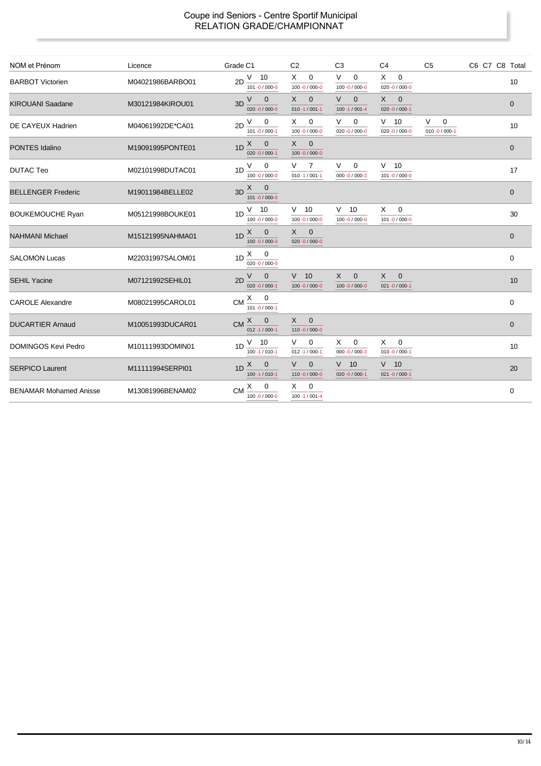# Coupe ind Seniors - Centre Sportif Municipal
## RELATION GRADE/CHAMPIONNAT

| NOM et Prénom | Licence | Grade | C1 | C2 | C3 | C4 | C5 | C6 | C7 | C8 | Total |
|---|---|---|---|---|---|---|---|---|---|---|---|
| BARBOT Victorien | M04021986BARBO01 | 2D | V 10 101 -0 / 000-0 | X 0 100 -0 / 000-0 | V 0 100 -0 / 000-0 | X 0 020 -0 / 000-0 | | | | | 10 |
| KIROUANI Saadane | M30121984KIROU01 | 3D | V 0 020 -0 / 000-0 | X 0 010 -1 / 001-1 | V 0 100 -1 / 001-4 | X 0 020 -0 / 000-1 | | | | | 0 |
| DE CAYEUX Hadrien | M04061992DE*CA01 | 2D | V 0 101 -0 / 000-1 | X 0 100 -0 / 000-0 | V 0 020 -0 / 000-0 | V 10 020 -0 / 000-0 | V 0 010 -0 / 000-1 | | | | 10 |
| PONTES Idalino | M19091995PONTE01 | 1D | X 0 020 -0 / 000-1 | X 0 100 -0 / 000-0 | | | | | | | 0 |
| DUTAC Teo | M02101998DUTAC01 | 1D | V 0 100 -0 / 000-0 | V 7 010 -1 / 001-1 | V 0 000 -0 / 000-3 | V 10 101 -0 / 000-0 | | | | | 17 |
| BELLENGER Frederic | M19011984BELLE02 | 3D | X 0 101 -0 / 000-0 | | | | | | | | 0 |
| BOUKEMOUCHE Ryan | M05121998BOUKE01 | 1D | V 10 100 -0 / 000-0 | V 10 100 -0 / 000-0 | V 10 100 -0 / 000-0 | X 0 101 -0 / 000-0 | | | | | 30 |
| NAHMANI Michael | M15121995NAHMA01 | 1D | X 0 100 -0 / 000-0 | X 0 020 -0 / 000-0 | | | | | | | 0 |
| SALOMON Lucas | M22031997SALOM01 | 1D | X 0 020 -0 / 000-0 | | | | | | | | 0 |
| SEHIL Yacine | M07121992SEHIL01 | 2D | V 0 020 -0 / 000-1 | V 10 100 -0 / 000-0 | X 0 100 -0 / 000-0 | X 0 021 -0 / 000-1 | | | | | 10 |
| CAROLE Alexandre | M08021995CAROL01 | CM | X 0 101 -0 / 000-1 | | | | | | | | 0 |
| DUCARTIER Arnaud | M10051993DUCAR01 | CM | X 0 012 -1 / 000-1 | X 0 110 -0 / 000-0 | | | | | | | 0 |
| DOMINGOS Kevi Pedro | M10111993DOMIN01 | 1D | V 10 100 -1 / 010-1 | V 0 012 -1 / 000-1 | X 0 000 -0 / 000-3 | X 0 010 -0 / 000-1 | | | | | 10 |
| SERPICO Laurent | M11111994SERPI01 | 1D | X 0 100 -1 / 010-1 | V 0 110 -0 / 000-0 | V 10 020 -0 / 000-1 | V 10 021 -0 / 000-1 | | | | | 20 |
| BENAMAR Mohamed Anisse | M13081996BENAM02 | CM | X 0 100 -0 / 000-0 | X 0 100 -1 / 001-4 | | | | | | | 0 |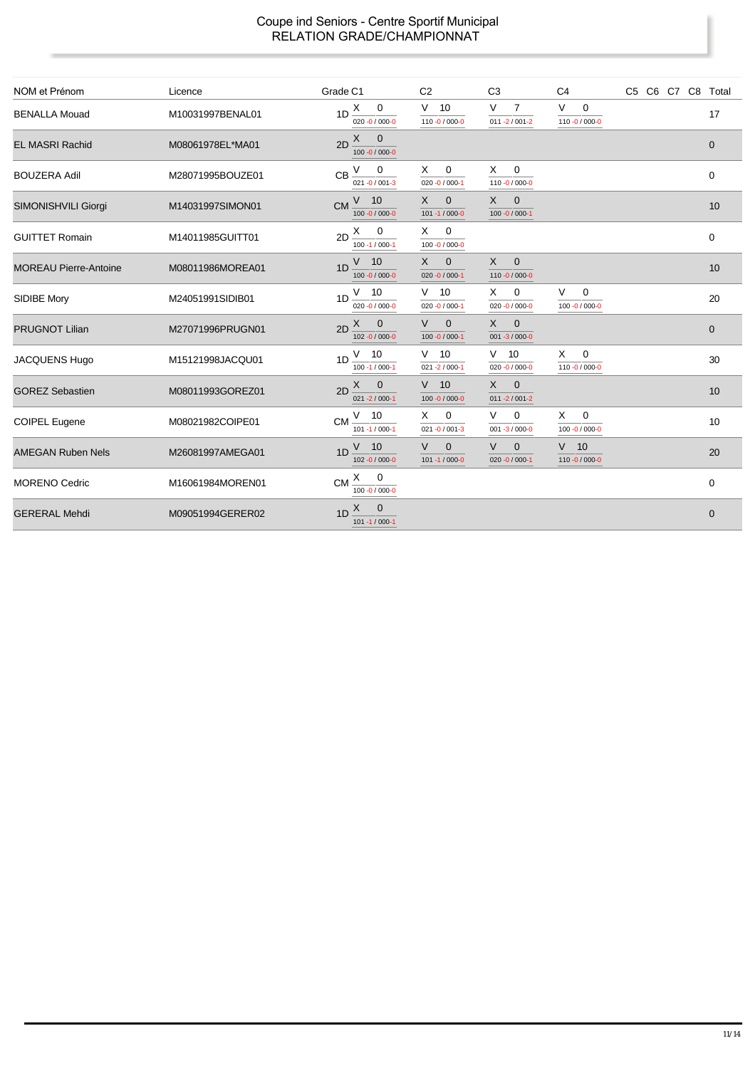# Coupe ind Seniors - Centre Sportif Municipal
## RELATION GRADE/CHAMPIONNAT

| NOM et Prénom | Licence | Grade | C1 | C2 | C3 | C4 | C5 | C6 | C7 | C8 | Total |
|---|---|---|---|---|---|---|---|---|---|---|---|
| BENALLA Mouad | M10031997BENAL01 | 1D | X 0 020 -0 / 000-0 | V 10 110 -0 / 000-0 | V 7 011 -2 / 001-2 | V 0 110 -0 / 000-0 | | | | | 17 |
| EL MASRI Rachid | M08061978EL*MA01 | 2D | X 0 100 -0 / 000-0 | | | | | | | | 0 |
| BOUZERA Adil | M28071995BOUZE01 | CB | V 0 021 -0 / 001-3 | X 0 020 -0 / 000-1 | X 0 110 -0 / 000-0 | | | | | | 0 |
| SIMONISHVILI Giorgi | M14031997SIMON01 | CM | V 10 100 -0 / 000-0 | X 0 101 -1 / 000-0 | X 0 100 -0 / 000-1 | | | | | | 10 |
| GUITTET Romain | M14011985GUITT01 | 2D | X 0 100 -1 / 000-1 | X 0 100 -0 / 000-0 | | | | | | | 0 |
| MOREAU Pierre-Antoine | M08011986MOREA01 | 1D | V 10 100 -0 / 000-0 | X 0 020 -0 / 000-1 | X 0 110 -0 / 000-0 | | | | | | 10 |
| SIDIBE Mory | M24051991SIDIB01 | 1D | V 10 020 -0 / 000-0 | V 10 020 -0 / 000-1 | X 0 020 -0 / 000-0 | V 0 100 -0 / 000-0 | | | | | 20 |
| PRUGNOT Lilian | M27071996PRUGN01 | 2D | X 0 102 -0 / 000-0 | V 0 100 -0 / 000-1 | X 0 001 -3 / 000-0 | | | | | | 0 |
| JACQUENS Hugo | M15121998JACQU01 | 1D | V 10 100 -1 / 000-1 | V 10 021 -2 / 000-1 | V 10 020 -0 / 000-0 | X 0 110 -0 / 000-0 | | | | | 30 |
| GOREZ Sebastien | M08011993GOREZ01 | 2D | X 0 021 -2 / 000-1 | V 10 100 -0 / 000-0 | X 0 011 -2 / 001-2 | | | | | | 10 |
| COIPEL Eugene | M08021982COIPE01 | CM | V 10 101 -1 / 000-1 | X 0 021 -0 / 001-3 | V 0 001 -3 / 000-0 | X 0 100 -0 / 000-0 | | | | | 10 |
| AMEGAN Ruben Nels | M26081997AMEGA01 | 1D | V 10 102 -0 / 000-0 | V 0 101 -1 / 000-0 | V 0 020 -0 / 000-1 | V 10 110 -0 / 000-0 | | | | | 20 |
| MORENO Cedric | M16061984MOREN01 | CM | X 0 100 -0 / 000-0 | | | | | | | | 0 |
| GERERAL Mehdi | M09051994GERER02 | 1D | X 0 101 -1 / 000-1 | | | | | | | | 0 |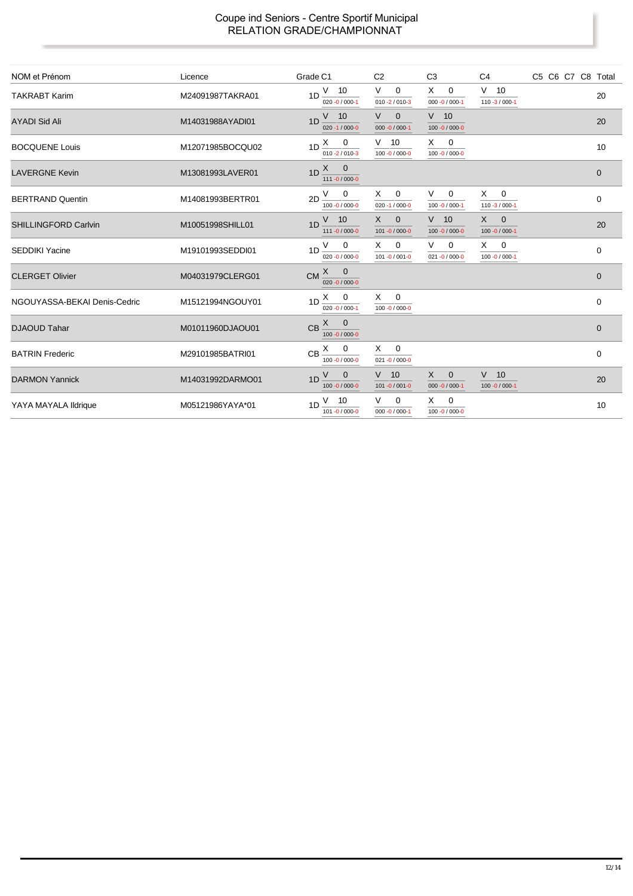# Coupe ind Seniors - Centre Sportif Municipal
## RELATION GRADE/CHAMPIONNAT

| NOM et Prénom | Licence | Grade | C1 | C2 | C3 | C4 | C5 | C6 | C7 | C8 | Total |
|---|---|---|---|---|---|---|---|---|---|---|---|
| TAKRABT Karim | M24091987TAKRA01 | 1D | V 10 020 -0 / 000-1 | V 0 010 -2 / 010-3 | X 0 000 -0 / 000-1 | V 10 110 -3 / 000-1 | | | | | 20 |
| AYADI Sid Ali | M14031988AYADI01 | 1D | V 10 020 -1 / 000-0 | V 0 000 -0 / 000-1 | V 10 100 -0 / 000-0 | | | | | | 20 |
| BOCQUENE Louis | M12071985BOCQU02 | 1D | X 0 010 -2 / 010-3 | V 10 100 -0 / 000-0 | X 0 100 -0 / 000-0 | | | | | | 10 |
| LAVERGNE Kevin | M13081993LAVER01 | 1D | X 0 111 -0 / 000-0 | | | | | | | | 0 |
| BERTRAND Quentin | M14081993BERTR01 | 2D | V 0 100 -0 / 000-0 | X 0 020 -1 / 000-0 | V 0 100 -0 / 000-1 | X 0 110 -3 / 000-1 | | | | | 0 |
| SHILLINGFORD Carlvin | M10051998SHILL01 | 1D | V 10 111 -0 / 000-0 | X 0 101 -0 / 000-0 | V 10 100 -0 / 000-0 | X 0 100 -0 / 000-1 | | | | | 20 |
| SEDDIKI Yacine | M19101993SEDDI01 | 1D | V 0 020 -0 / 000-0 | X 0 101 -0 / 001-0 | V 0 021 -0 / 000-0 | X 0 100 -0 / 000-1 | | | | | 0 |
| CLERGET Olivier | M04031979CLERG01 | CM | X 0 020 -0 / 000-0 | | | | | | | | 0 |
| NGOUYASSA-BEKAI Denis-Cedric | M15121994NGOUY01 | 1D | X 0 020 -0 / 000-1 | X 0 100 -0 / 000-0 | | | | | | | 0 |
| DJAOUD Tahar | M01011960DJAOU01 | CB | X 0 100 -0 / 000-0 | | | | | | | | 0 |
| BATRIN Frederic | M29101985BATRI01 | CB | X 0 100 -0 / 000-0 | X 0 021 -0 / 000-0 | | | | | | | 0 |
| DARMON Yannick | M14031992DARMO01 | 1D | V 0 100 -0 / 000-0 | V 10 101 -0 / 001-0 | X 0 000 -0 / 000-1 | V 10 100 -0 / 000-1 | | | | | 20 |
| YAYA MAYALA Ildrique | M05121986YAYA*01 | 1D | V 10 101 -0 / 000-0 | V 0 000 -0 / 000-1 | X 0 100 -0 / 000-0 | | | | | | 10 |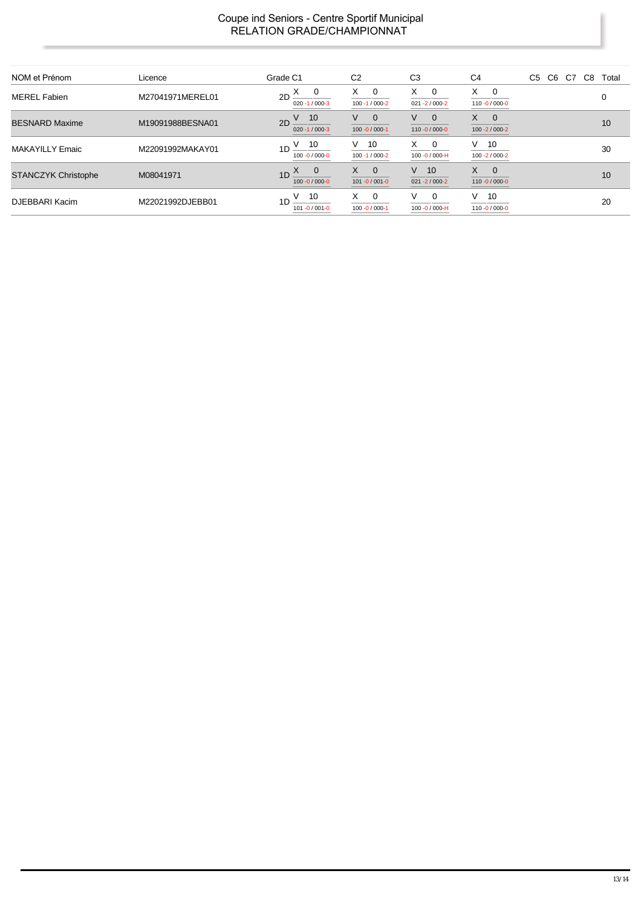# Coupe ind Seniors - Centre Sportif Municipal
## RELATION GRADE/CHAMPIONNAT

| NOM et Prénom | Licence | Grade | C1 | C2 | C3 | C4 | C5 | C6 | C7 | C8 | Total |
|---|---|---|---|---|---|---|---|---|---|---|---|
| MEREL Fabien | M27041971MEREL01 | 2D | X 0<br>020 -1 / 000-3 | X 0<br>100 -1 / 000-2 | X 0<br>021 -2 / 000-2 | X 0<br>110 -0 / 000-0 | | | | | 0 |
| BESNARD Maxime | M19091988BESNA01 | 2D | V 10<br>020 -1 / 000-3 | V 0<br>100 -0 / 000-1 | V 0<br>110 -0 / 000-0 | X 0<br>100 -2 / 000-2 | | | | | 10 |
| MAKAYILLY Emaic | M22091992MAKAY01 | 1D | V 10<br>100 -0 / 000-0 | V 10<br>100 -1 / 000-2 | X 0<br>100 -0 / 000-H | V 10<br>100 -2 / 000-2 | | | | | 30 |
| STANCZYK Christophe | M08041971 | 1D | X 0<br>100 -0 / 000-0 | X 0<br>101 -0 / 001-0 | V 10<br>021 -2 / 000-2 | X 0<br>110 -0 / 000-0 | | | | | 10 |
| DJEBBARI Kacim | M22021992DJEBB01 | 1D | V 10<br>101 -0 / 001-0 | X 0<br>100 -0 / 000-1 | V 0<br>100 -0 / 000-H | V 10<br>110 -0 / 000-0 | | | | | 20 |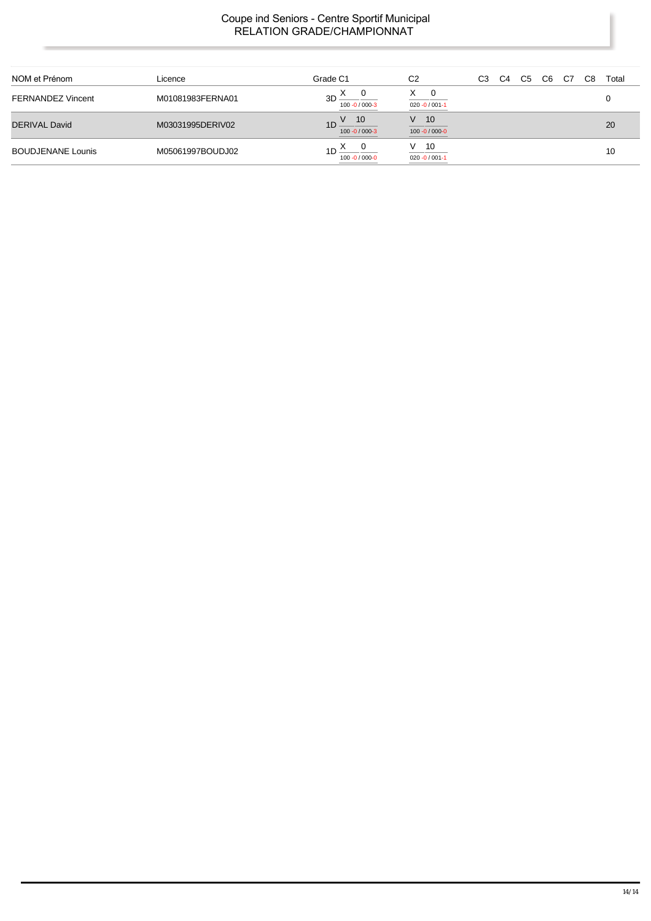Coupe ind Seniors - Centre Sportif Municipal
RELATION GRADE/CHAMPIONNAT

| NOM et Prénom | Licence | Grade | C1 | C2 | C3 | C4 | C5 | C6 | C7 | C8 | Total |
|---|---|---|---|---|---|---|---|---|---|---|---|
| FERNANDEZ Vincent | M01081983FERNA01 | 3D | X 0 100 -0 / 000-3 | X 0 020 -0 / 001-1 | | | | | | | 0 |
| DERIVAL David | M03031995DERIV02 | 1D | V 10 100 -0 / 000-3 | V 10 100 -0 / 000-0 | | | | | | | 20 |
| BOUDJENANE Lounis | M05061997BOUDJ02 | 1D | X 0 100 -0 / 000-0 | V 10 020 -0 / 001-1 | | | | | | | 10 |